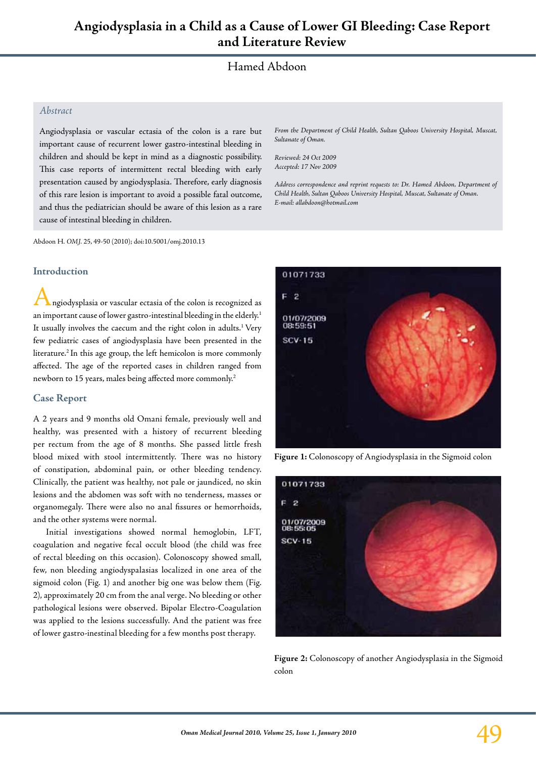# Angiodysplasia in a Child as a Cause of Lower GI Bleeding: Case Report and Literature Review

Hamed Abdoon

## *Abstract*

Angiodysplasia or vascular ectasia of the colon is a rare but important cause of recurrent lower gastro-intestinal bleeding in children and should be kept in mind as a diagnostic possibility. This case reports of intermittent rectal bleeding with early presentation caused by angiodysplasia. Therefore, early diagnosis of this rare lesion is important to avoid a possible fatal outcome, and thus the pediatrician should be aware of this lesion as a rare cause of intestinal bleeding in children.

*From the Department of Child Health, Sultan Qaboos University Hospital, Muscat, Sultanate of Oman.*

*Reviewed: 24 Oct 2009*
*Accepted: 17 Nov 2009*

*Address correspondence and reprint requests to: Dr. Hamed Abdoon, Department of Child Health, Sultan Qaboos University Hospital, Muscat, Sultanate of Oman.*
*E-mail: allabdoon@hotmail.com*

Abdoon H. *OMJ.* 25, 49-50 (2010); doi:10.5001/omj.2010.13

## Introduction

Angiodysplasia or vascular ectasia of the colon is recognized as an important cause of lower gastro-intestinal bleeding in the elderly.[1] It usually involves the caecum and the right colon in adults.[1] Very few pediatric cases of angiodysplasia have been presented in the literature.[2] In this age group, the left hemicolon is more commonly affected. The age of the reported cases in children ranged from newborn to 15 years, males being affected more commonly.[2]

## Case Report

A 2 years and 9 months old Omani female, previously well and healthy, was presented with a history of recurrent bleeding per rectum from the age of 8 months. She passed little fresh blood mixed with stool intermittently. There was no history of constipation, abdominal pain, or other bleeding tendency. Clinically, the patient was healthy, not pale or jaundiced, no skin lesions and the abdomen was soft with no tenderness, masses or organomegaly. There were also no anal fissures or hemorrhoids, and the other systems were normal.

Initial investigations showed normal hemoglobin, LFT, coagulation and negative fecal occult blood (the child was free of rectal bleeding on this occasion). Colonoscopy showed small, few, non bleeding angiodyspalasias localized in one area of the sigmoid colon (Fig. 1) and another big one was below them (Fig. 2), approximately 20 cm from the anal verge. No bleeding or other pathological lesions were observed. Bipolar Electro-Coagulation was applied to the lesions successfully. And the patient was free of lower gastro-inestinal bleeding for a few months post therapy.

**Figure 1:** Colonoscopy of Angiodysplasia in the Sigmoid colon

**Figure 2:** Colonoscopy of another Angiodysplasia in the Sigmoid colon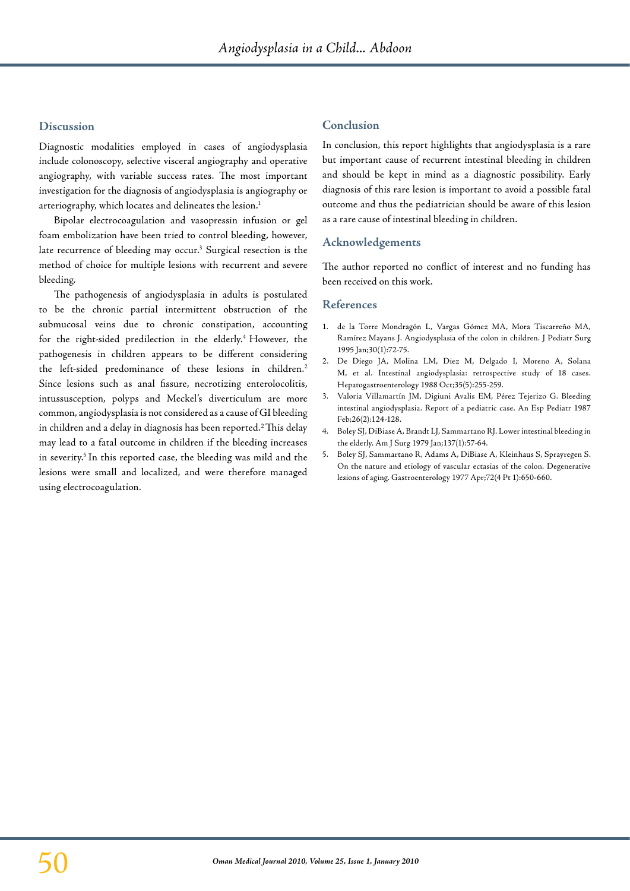## Discussion

Diagnostic modalities employed in cases of angiodysplasia include colonoscopy, selective visceral angiography and operative angiography, with variable success rates. The most important investigation for the diagnosis of angiodysplasia is angiography or arteriography, which locates and delineates the lesion.[1]

Bipolar electrocoagulation and vasopressin infusion or gel foam embolization have been tried to control bleeding, however, late recurrence of bleeding may occur.[3] Surgical resection is the method of choice for multiple lesions with recurrent and severe bleeding.

The pathogenesis of angiodysplasia in adults is postulated to be the chronic partial intermittent obstruction of the submucosal veins due to chronic constipation, accounting for the right-sided predilection in the elderly.[4] However, the pathogenesis in children appears to be different considering the left-sided predominance of these lesions in children.[2] Since lesions such as anal fissure, necrotizing enterolocolitis, intussusception, polyps and Meckel's diverticulum are more common, angiodysplasia is not considered as a cause of GI bleeding in children and a delay in diagnosis has been reported.[2] This delay may lead to a fatal outcome in children if the bleeding increases in severity.[5] In this reported case, the bleeding was mild and the lesions were small and localized, and were therefore managed using electrocoagulation.

## Conclusion

In conclusion, this report highlights that angiodysplasia is a rare but important cause of recurrent intestinal bleeding in children and should be kept in mind as a diagnostic possibility. Early diagnosis of this rare lesion is important to avoid a possible fatal outcome and thus the pediatrician should be aware of this lesion as a rare cause of intestinal bleeding in children.

## Acknowledgements

The author reported no conflict of interest and no funding has been received on this work.

## References

1. de la Torre Mondragón L, Vargas Gómez MA, Mora Tiscarreño MA, Ramírez Mayans J. Angiodysplasia of the colon in children. J Pediatr Surg 1995 Jan;30(1):72-75.
2. De Diego JA, Molina LM, Diez M, Delgado I, Moreno A, Solana M, et al. Intestinal angiodysplasia: retrospective study of 18 cases. Hepatogastroenterology 1988 Oct;35(5):255-259.
3. Valoria Villamartín JM, Digiuni Avalis EM, Pérez Tejerizo G. Bleeding intestinal angiodysplasia. Report of a pediatric case. An Esp Pediatr 1987 Feb;26(2):124-128.
4. Boley SJ, DiBiase A, Brandt LJ, Sammartano RJ. Lower intestinal bleeding in the elderly. Am J Surg 1979 Jan;137(1):57-64.
5. Boley SJ, Sammartano R, Adams A, DiBiase A, Kleinhaus S, Sprayregen S. On the nature and etiology of vascular ectasias of the colon. Degenerative lesions of aging. Gastroenterology 1977 Apr;72(4 Pt 1):650-660.